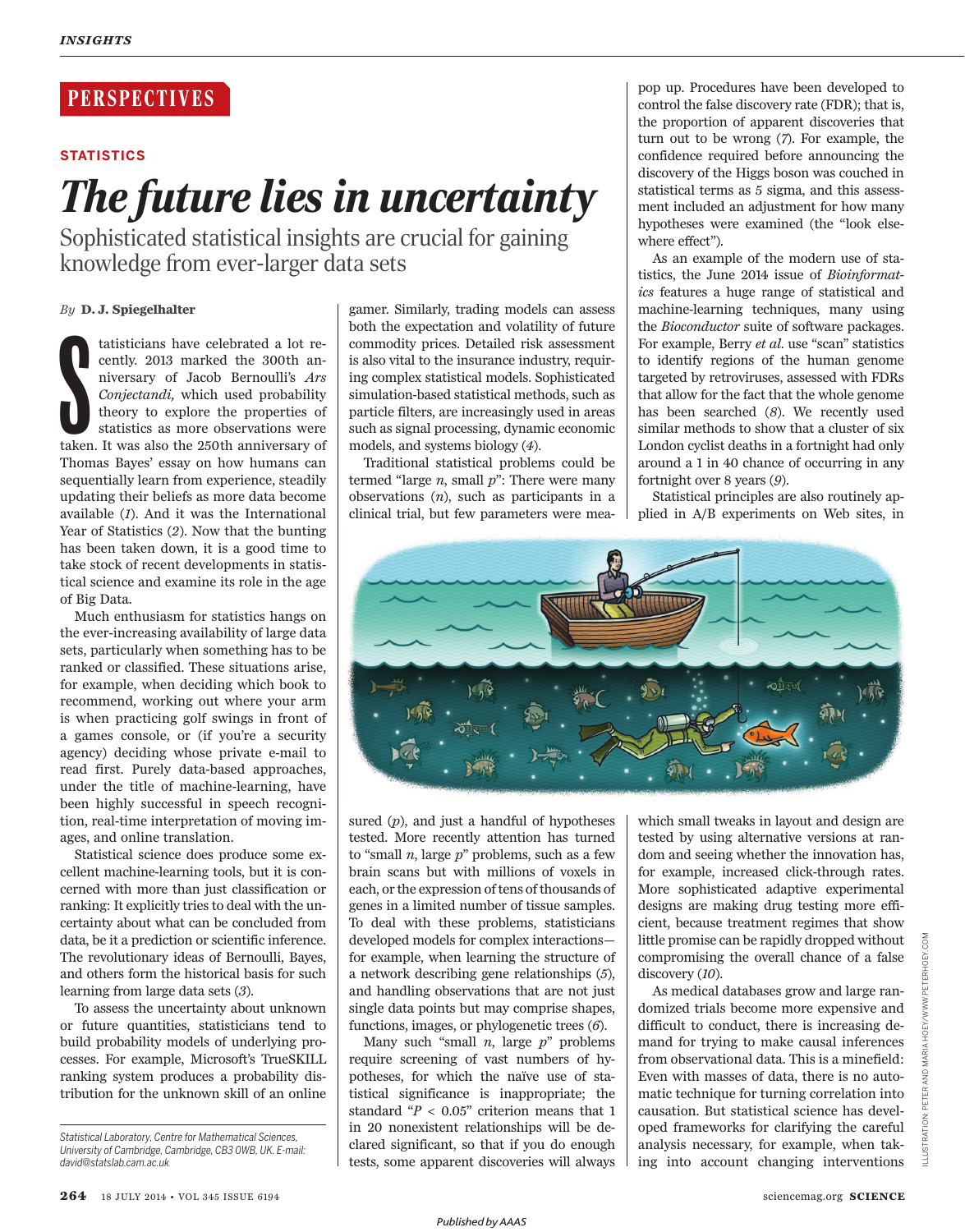PERSPECTIVES

STATISTICS

# The future lies in uncertainty

## Sophisticated statistical insights are crucial for gaining knowledge from ever-larger data sets

*By* **D. J. Spiegelhalter**

Statisticians have celebrated a lot recently. 2013 marked the 300th anniversary of Jacob Bernoulli's *Ars Conjectandi,* which used probability theory to explore the properties of statistics as more observations were taken. It was also the 250th anniversary of Thomas Bayes' essay on how humans can sequentially learn from experience, steadily updating their beliefs as more data become available (*1*). And it was the International Year of Statistics (*2*). Now that the bunting has been taken down, it is a good time to take stock of recent developments in statistical science and examine its role in the age of Big Data.

Much enthusiasm for statistics hangs on the ever-increasing availability of large data sets, particularly when something has to be ranked or classified. These situations arise, for example, when deciding which book to recommend, working out where your arm is when practicing golf swings in front of a games console, or (if you're a security agency) deciding whose private e-mail to read first. Purely data-based approaches, under the title of machine-learning, have been highly successful in speech recognition, real-time interpretation of moving images, and online translation.

Statistical science does produce some excellent machine-learning tools, but it is concerned with more than just classification or ranking: It explicitly tries to deal with the uncertainty about what can be concluded from data, be it a prediction or scientific inference. The revolutionary ideas of Bernoulli, Bayes, and others form the historical basis for such learning from large data sets (*3*).

To assess the uncertainty about unknown or future quantities, statisticians tend to build probability models of underlying processes. For example, Microsoft's TrueSKILL ranking system produces a probability distribution for the unknown skill of an online gamer. Similarly, trading models can assess both the expectation and volatility of future commodity prices. Detailed risk assessment is also vital to the insurance industry, requiring complex statistical models. Sophisticated simulation-based statistical methods, such as particle filters, are increasingly used in areas such as signal processing, dynamic economic models, and systems biology (*4*).

Traditional statistical problems could be termed "large *n*, small *p*": There were many observations (*n*), such as participants in a clinical trial, but few parameters were measured (*p*), and just a handful of hypotheses tested. More recently attention has turned to "small *n*, large *p*" problems, such as a few brain scans but with millions of voxels in each, or the expression of tens of thousands of genes in a limited number of tissue samples. To deal with these problems, statisticians developed models for complex interactions—for example, when learning the structure of a network describing gene relationships (*5*), and handling observations that are not just single data points but may comprise shapes, functions, images, or phylogenetic trees (*6*).

Many such "small *n*, large *p*" problems require screening of vast numbers of hypotheses, for which the naïve use of statistical significance is inappropriate; the standard "$P < 0.05$" criterion means that 1 in 20 nonexistent relationships will be declared significant, so that if you do enough tests, some apparent discoveries will always pop up. Procedures have been developed to control the false discovery rate (FDR); that is, the proportion of apparent discoveries that turn out to be wrong (*7*). For example, the confidence required before announcing the discovery of the Higgs boson was couched in statistical terms as 5 sigma, and this assessment included an adjustment for how many hypotheses were examined (the "look elsewhere effect").

As an example of the modern use of statistics, the June 2014 issue of *Bioinformatics* features a huge range of statistical and machine-learning techniques, many using the *Bioconductor* suite of software packages. For example, Berry *et al.* use "scan" statistics to identify regions of the human genome targeted by retroviruses, assessed with FDRs that allow for the fact that the whole genome has been searched (*8*). We recently used similar methods to show that a cluster of six London cyclist deaths in a fortnight had only around a 1 in 40 chance of occurring in any fortnight over 8 years (*9*).

Statistical principles are also routinely applied in A/B experiments on Web sites, in which small tweaks in layout and design are tested by using alternative versions at random and seeing whether the innovation has, for example, increased click-through rates. More sophisticated adaptive experimental designs are making drug testing more efficient, because treatment regimes that show little promise can be rapidly dropped without compromising the overall chance of a false discovery (*10*).

As medical databases grow and large randomized trials become more expensive and difficult to conduct, there is increasing demand for trying to make causal inferences from observational data. This is a minefield: Even with masses of data, there is no automatic technique for turning correlation into causation. But statistical science has developed frameworks for clarifying the careful analysis necessary, for example, when taking into account changing interventions

ILLUSTRATION: PETER AND MARIA HOEY/WWW.PETERHOEY.COM

Statistical Laboratory, Centre for Mathematical Sciences, University of Cambridge, Cambridge, CB3 0WB, UK. E-mail: david@statslab.cam.ac.uk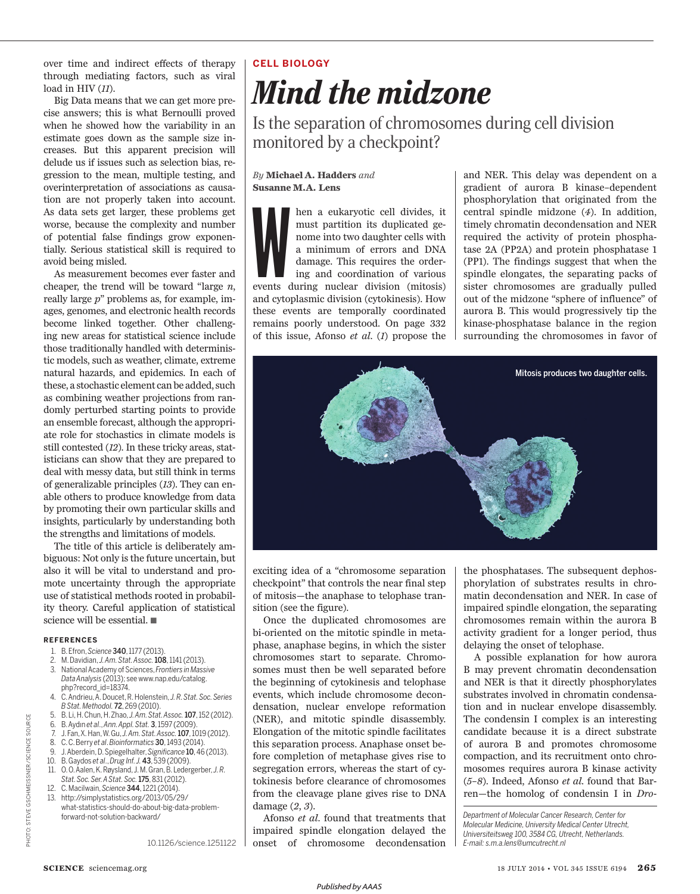over time and indirect effects of therapy through mediating factors, such as viral load in HIV (*11*).

Big Data means that we can get more precise answers; this is what Bernoulli proved when he showed how the variability in an estimate goes down as the sample size increases. But this apparent precision will delude us if issues such as selection bias, regression to the mean, multiple testing, and overinterpretation of associations as causation are not properly taken into account. As data sets get larger, these problems get worse, because the complexity and number of potential false findings grow exponentially. Serious statistical skill is required to avoid being misled.

As measurement becomes ever faster and cheaper, the trend will be toward "large *n*, really large *p*" problems as, for example, images, genomes, and electronic health records become linked together. Other challenging new areas for statistical science include those traditionally handled with deterministic models, such as weather, climate, extreme natural hazards, and epidemics. In each of these, a stochastic element can be added, such as combining weather projections from randomly perturbed starting points to provide an ensemble forecast, although the appropriate role for stochastics in climate models is still contested (*12*). In these tricky areas, statisticians can show that they are prepared to deal with messy data, but still think in terms of generalizable principles (*13*). They can enable others to produce knowledge from data by promoting their own particular skills and insights, particularly by understanding both the strengths and limitations of models.

The title of this article is deliberately ambiguous: Not only is the future uncertain, but also it will be vital to understand and promote uncertainty through the appropriate use of statistical methods rooted in probability theory. Careful application of statistical science will be essential. ■

### REFERENCES

1. B. Efron, *Science* **340**, 1177 (2013).
2. M. Davidian, *J. Am. Stat. Assoc.* **108**, 1141 (2013).
3. National Academy of Sciences, *Frontiers in Massive Data Analysis* (2013); see www.nap.edu/catalog.php?record_id=18374.
4. C. Andrieu, A. Doucet, R. Holenstein, *J. R. Stat. Soc. Series B Stat. Methodol.* **72**, 269 (2010).
5. B. Li, H. Chun, H. Zhao, *J. Am. Stat. Assoc.* **107**, 152 (2012).
6. B. Aydın *et al.*, *Ann. Appl. Stat.* **3**, 1597 (2009).
7. J. Fan, X. Han, W. Gu, *J. Am. Stat. Assoc.* **107**, 1019 (2012).
8. C. C. Berry *et al. Bioinformatics* **30**, 1493 (2014).
9. J. Aberdein, D. Spiegelhalter, *Significance* **10**, 46 (2013).
10. B. Gaydos *et al.*, *Drug Inf. J.* **43**, 539 (2009).
11. O. O. Aalen, K. Røysland, J. M. Gran, B. Ledergerber, *J. R. Stat. Soc. Ser. A Stat. Soc.* **175**, 831 (2012).
12. C. Macilwain, *Science* **344**, 1221 (2014).
13. http://simplystatistics.org/2013/05/29/what-statistics-should-do-about-big-data-problem-forward-not-solution-backward/

10.1126/science.1251122

CELL BIOLOGY

# *Mind the midzone*

## Is the separation of chromosomes during cell division monitored by a checkpoint?

*By* **Michael A. Hadders** *and* **Susanne M.A. Lens**

When a eukaryotic cell divides, it must partition its duplicated genome into two daughter cells with a minimum of errors and DNA damage. This requires the ordering and coordination of various events during nuclear division (mitosis) and cytoplasmic division (cytokinesis). How these events are temporally coordinated remains poorly understood. On page 332 of this issue, Afonso *et al.* (*1*) propose the exciting idea of a "chromosome separation checkpoint" that controls the near final step of mitosis—the anaphase to telophase transition (see the figure).

Once the duplicated chromosomes are bi-oriented on the mitotic spindle in metaphase, anaphase begins, in which the sister chromosomes start to separate. Chromosomes must then be well separated before the beginning of cytokinesis and telophase events, which include chromosome decondensation, nuclear envelope reformation (NER), and mitotic spindle disassembly. Elongation of the mitotic spindle facilitates this separation process. Anaphase onset before completion of metaphase gives rise to segregation errors, whereas the start of cytokinesis before clearance of chromosomes from the cleavage plane gives rise to DNA damage (*2*, *3*).

Afonso *et al.* found that treatments that impaired spindle elongation delayed the onset of chromosome decondensation and NER. This delay was dependent on a gradient of aurora B kinase–dependent phosphorylation that originated from the central spindle midzone (*4*). In addition, timely chromatin decondensation and NER required the activity of protein phosphatase 2A (PP2A) and protein phosphatase 1 (PP1). The findings suggest that when the spindle elongates, the separating packs of sister chromosomes are gradually pulled out of the midzone "sphere of influence" of aurora B. This would progressively tip the kinase-phosphatase balance in the region surrounding the chromosomes in favor of the phosphatases. The subsequent dephosphorylation of substrates results in chromatin decondensation and NER. In case of impaired spindle elongation, the separating chromosomes remain within the aurora B activity gradient for a longer period, thus delaying the onset of telophase.

Mitosis produces two daughter cells.

A possible explanation for how aurora B may prevent chromatin decondensation and NER is that it directly phosphorylates substrates involved in chromatin condensation and in nuclear envelope disassembly. The condensin I complex is an interesting candidate because it is a direct substrate of aurora B and promotes chromosome compaction, and its recruitment onto chromosomes requires aurora B kinase activity (*5*–*8*). Indeed, Afonso *et al.* found that Barren—the homolog of condensin I in *Dro-*

*Department of Molecular Cancer Research, Center for Molecular Medicine, University Medical Center Utrecht, Universiteitsweg 100, 3584 CG, Utrecht, Netherlands. E-mail: s.m.a.lens@umcutrecht.nl*